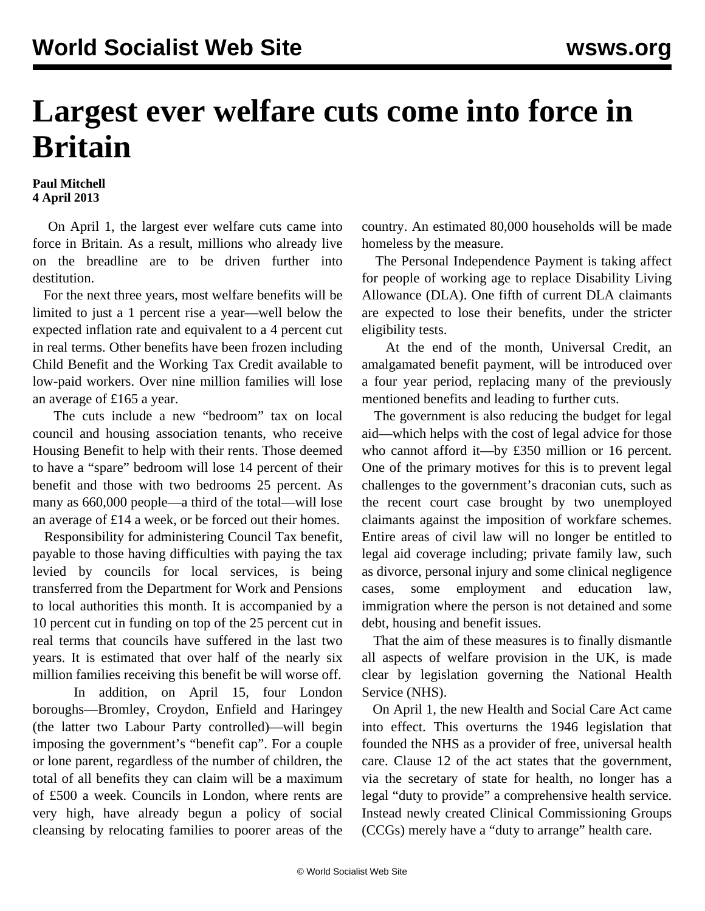# Largest ever welfare cuts come into force in Britain

**Paul Mitchell**
**4 April 2013**

On April 1, the largest ever welfare cuts came into force in Britain. As a result, millions who already live on the breadline are to be driven further into destitution.

For the next three years, most welfare benefits will be limited to just a 1 percent rise a year—well below the expected inflation rate and equivalent to a 4 percent cut in real terms. Other benefits have been frozen including Child Benefit and the Working Tax Credit available to low-paid workers. Over nine million families will lose an average of £165 a year.

The cuts include a new "bedroom" tax on local council and housing association tenants, who receive Housing Benefit to help with their rents. Those deemed to have a "spare" bedroom will lose 14 percent of their benefit and those with two bedrooms 25 percent. As many as 660,000 people—a third of the total—will lose an average of £14 a week, or be forced out their homes.

Responsibility for administering Council Tax benefit, payable to those having difficulties with paying the tax levied by councils for local services, is being transferred from the Department for Work and Pensions to local authorities this month. It is accompanied by a 10 percent cut in funding on top of the 25 percent cut in real terms that councils have suffered in the last two years. It is estimated that over half of the nearly six million families receiving this benefit be will worse off.

In addition, on April 15, four London boroughs—Bromley, Croydon, Enfield and Haringey (the latter two Labour Party controlled)—will begin imposing the government's "benefit cap". For a couple or lone parent, regardless of the number of children, the total of all benefits they can claim will be a maximum of £500 a week. Councils in London, where rents are very high, have already begun a policy of social cleansing by relocating families to poorer areas of the country. An estimated 80,000 households will be made homeless by the measure.

The Personal Independence Payment is taking affect for people of working age to replace Disability Living Allowance (DLA). One fifth of current DLA claimants are expected to lose their benefits, under the stricter eligibility tests.

At the end of the month, Universal Credit, an amalgamated benefit payment, will be introduced over a four year period, replacing many of the previously mentioned benefits and leading to further cuts.

The government is also reducing the budget for legal aid—which helps with the cost of legal advice for those who cannot afford it—by £350 million or 16 percent. One of the primary motives for this is to prevent legal challenges to the government's draconian cuts, such as the recent court case brought by two unemployed claimants against the imposition of workfare schemes. Entire areas of civil law will no longer be entitled to legal aid coverage including; private family law, such as divorce, personal injury and some clinical negligence cases, some employment and education law, immigration where the person is not detained and some debt, housing and benefit issues.

That the aim of these measures is to finally dismantle all aspects of welfare provision in the UK, is made clear by legislation governing the National Health Service (NHS).

On April 1, the new Health and Social Care Act came into effect. This overturns the 1946 legislation that founded the NHS as a provider of free, universal health care. Clause 12 of the act states that the government, via the secretary of state for health, no longer has a legal "duty to provide" a comprehensive health service. Instead newly created Clinical Commissioning Groups (CCGs) merely have a "duty to arrange" health care.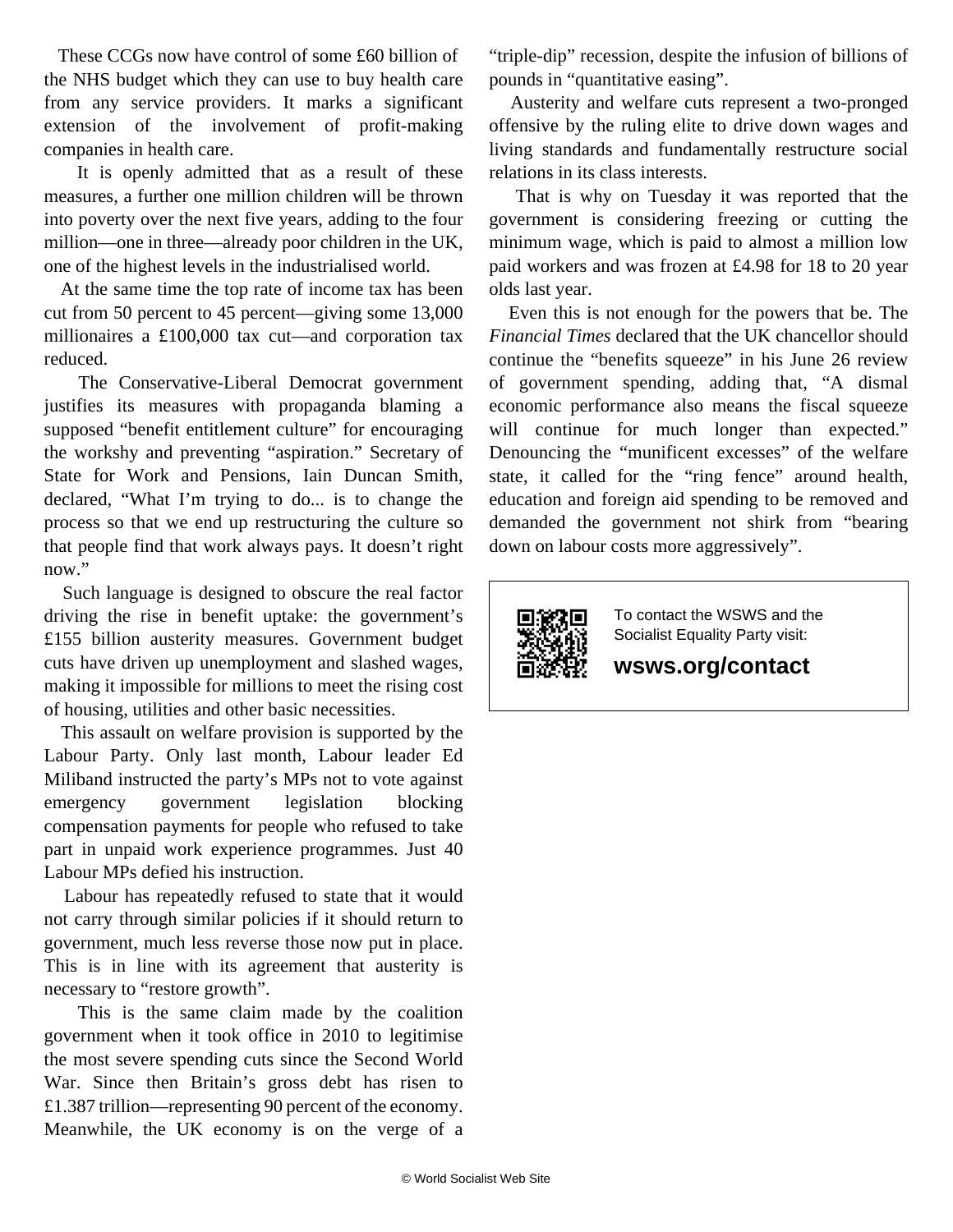These CCGs now have control of some £60 billion of the NHS budget which they can use to buy health care from any service providers. It marks a significant extension of the involvement of profit-making companies in health care.

It is openly admitted that as a result of these measures, a further one million children will be thrown into poverty over the next five years, adding to the four million—one in three—already poor children in the UK, one of the highest levels in the industrialised world.

At the same time the top rate of income tax has been cut from 50 percent to 45 percent—giving some 13,000 millionaires a £100,000 tax cut—and corporation tax reduced.

The Conservative-Liberal Democrat government justifies its measures with propaganda blaming a supposed "benefit entitlement culture" for encouraging the workshy and preventing "aspiration." Secretary of State for Work and Pensions, Iain Duncan Smith, declared, "What I'm trying to do... is to change the process so that we end up restructuring the culture so that people find that work always pays. It doesn't right now."

Such language is designed to obscure the real factor driving the rise in benefit uptake: the government's £155 billion austerity measures. Government budget cuts have driven up unemployment and slashed wages, making it impossible for millions to meet the rising cost of housing, utilities and other basic necessities.

This assault on welfare provision is supported by the Labour Party. Only last month, Labour leader Ed Miliband instructed the party's MPs not to vote against emergency government legislation blocking compensation payments for people who refused to take part in unpaid work experience programmes. Just 40 Labour MPs defied his instruction.

Labour has repeatedly refused to state that it would not carry through similar policies if it should return to government, much less reverse those now put in place. This is in line with its agreement that austerity is necessary to "restore growth".

This is the same claim made by the coalition government when it took office in 2010 to legitimise the most severe spending cuts since the Second World War. Since then Britain's gross debt has risen to £1.387 trillion—representing 90 percent of the economy. Meanwhile, the UK economy is on the verge of a "triple-dip" recession, despite the infusion of billions of pounds in "quantitative easing".

Austerity and welfare cuts represent a two-pronged offensive by the ruling elite to drive down wages and living standards and fundamentally restructure social relations in its class interests.

That is why on Tuesday it was reported that the government is considering freezing or cutting the minimum wage, which is paid to almost a million low paid workers and was frozen at £4.98 for 18 to 20 year olds last year.

Even this is not enough for the powers that be. The *Financial Times* declared that the UK chancellor should continue the "benefits squeeze" in his June 26 review of government spending, adding that, "A dismal economic performance also means the fiscal squeeze will continue for much longer than expected." Denouncing the "munificent excesses" of the welfare state, it called for the "ring fence" around health, education and foreign aid spending to be removed and demanded the government not shirk from "bearing down on labour costs more aggressively".

To contact the WSWS and the Socialist Equality Party visit:

**wsws.org/contact**